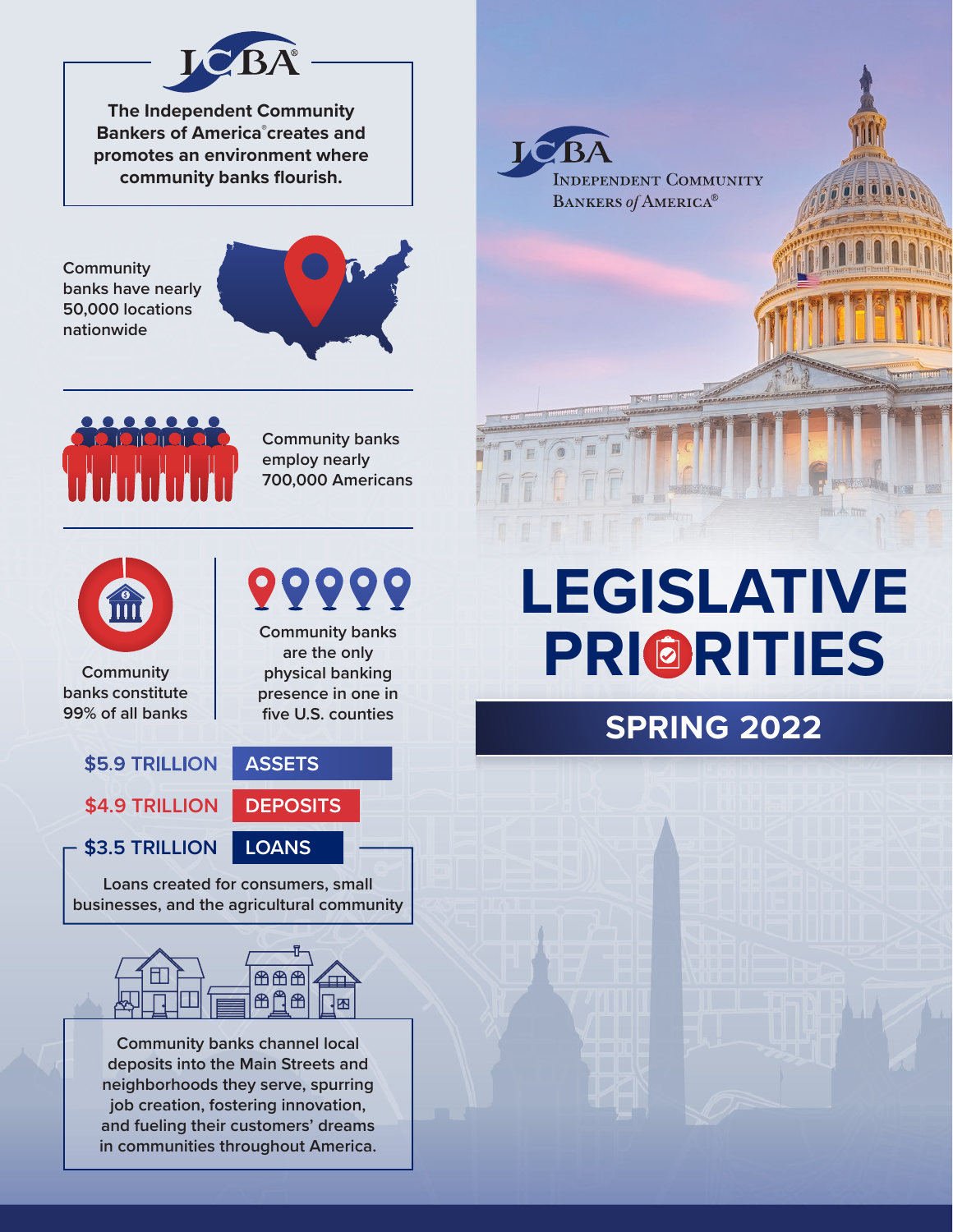# LEGISLATIVE PRIORITIES

## SPRING 2022

ICBA — Independent Community Bankers of America®

**The Independent Community Bankers of America® creates and promotes an environment where community banks flourish.**

Community banks have nearly 50,000 locations nationwide

Community banks employ nearly 700,000 Americans

Community banks constitute 99% of all banks

Community banks are the only physical banking presence in one in five U.S. counties

| | |
|---|---|
| $5.9 TRILLION | ASSETS |
| $4.9 TRILLION | DEPOSITS |
| $3.5 TRILLION | LOANS |

Loans created for consumers, small businesses, and the agricultural community

Community banks channel local deposits into the Main Streets and neighborhoods they serve, spurring job creation, fostering innovation, and fueling their customers' dreams in communities throughout America.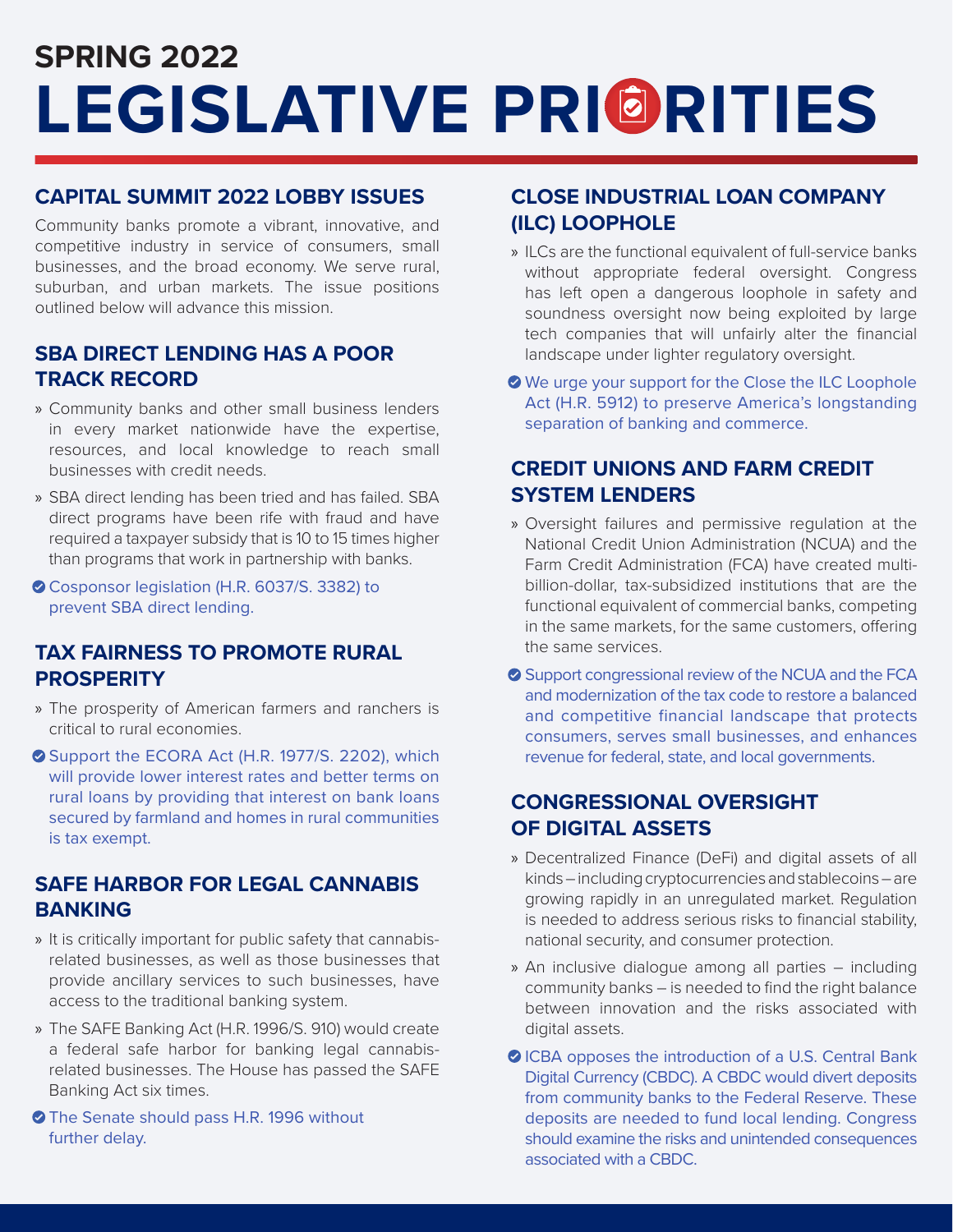# SPRING 2022
# LEGISLATIVE PRIORITIES

## CAPITAL SUMMIT 2022 LOBBY ISSUES

Community banks promote a vibrant, innovative, and competitive industry in service of consumers, small businesses, and the broad economy. We serve rural, suburban, and urban markets. The issue positions outlined below will advance this mission.

## SBA DIRECT LENDING HAS A POOR TRACK RECORD

» Community banks and other small business lenders in every market nationwide have the expertise, resources, and local knowledge to reach small businesses with credit needs.

» SBA direct lending has been tried and has failed. SBA direct programs have been rife with fraud and have required a taxpayer subsidy that is 10 to 15 times higher than programs that work in partnership with banks.

✔ Cosponsor legislation (H.R. 6037/S. 3382) to prevent SBA direct lending.

## TAX FAIRNESS TO PROMOTE RURAL PROSPERITY

» The prosperity of American farmers and ranchers is critical to rural economies.

✔ Support the ECORA Act (H.R. 1977/S. 2202), which will provide lower interest rates and better terms on rural loans by providing that interest on bank loans secured by farmland and homes in rural communities is tax exempt.

## SAFE HARBOR FOR LEGAL CANNABIS BANKING

» It is critically important for public safety that cannabis-related businesses, as well as those businesses that provide ancillary services to such businesses, have access to the traditional banking system.

» The SAFE Banking Act (H.R. 1996/S. 910) would create a federal safe harbor for banking legal cannabis-related businesses. The House has passed the SAFE Banking Act six times.

✔ The Senate should pass H.R. 1996 without further delay.

## CLOSE INDUSTRIAL LOAN COMPANY (ILC) LOOPHOLE

» ILCs are the functional equivalent of full-service banks without appropriate federal oversight. Congress has left open a dangerous loophole in safety and soundness oversight now being exploited by large tech companies that will unfairly alter the financial landscape under lighter regulatory oversight.

✔ We urge your support for the Close the ILC Loophole Act (H.R. 5912) to preserve America's longstanding separation of banking and commerce.

## CREDIT UNIONS AND FARM CREDIT SYSTEM LENDERS

» Oversight failures and permissive regulation at the National Credit Union Administration (NCUA) and the Farm Credit Administration (FCA) have created multi-billion-dollar, tax-subsidized institutions that are the functional equivalent of commercial banks, competing in the same markets, for the same customers, offering the same services.

✔ Support congressional review of the NCUA and the FCA and modernization of the tax code to restore a balanced and competitive financial landscape that protects consumers, serves small businesses, and enhances revenue for federal, state, and local governments.

## CONGRESSIONAL OVERSIGHT OF DIGITAL ASSETS

» Decentralized Finance (DeFi) and digital assets of all kinds – including cryptocurrencies and stablecoins – are growing rapidly in an unregulated market. Regulation is needed to address serious risks to financial stability, national security, and consumer protection.

» An inclusive dialogue among all parties – including community banks – is needed to find the right balance between innovation and the risks associated with digital assets.

✔ ICBA opposes the introduction of a U.S. Central Bank Digital Currency (CBDC). A CBDC would divert deposits from community banks to the Federal Reserve. These deposits are needed to fund local lending. Congress should examine the risks and unintended consequences associated with a CBDC.